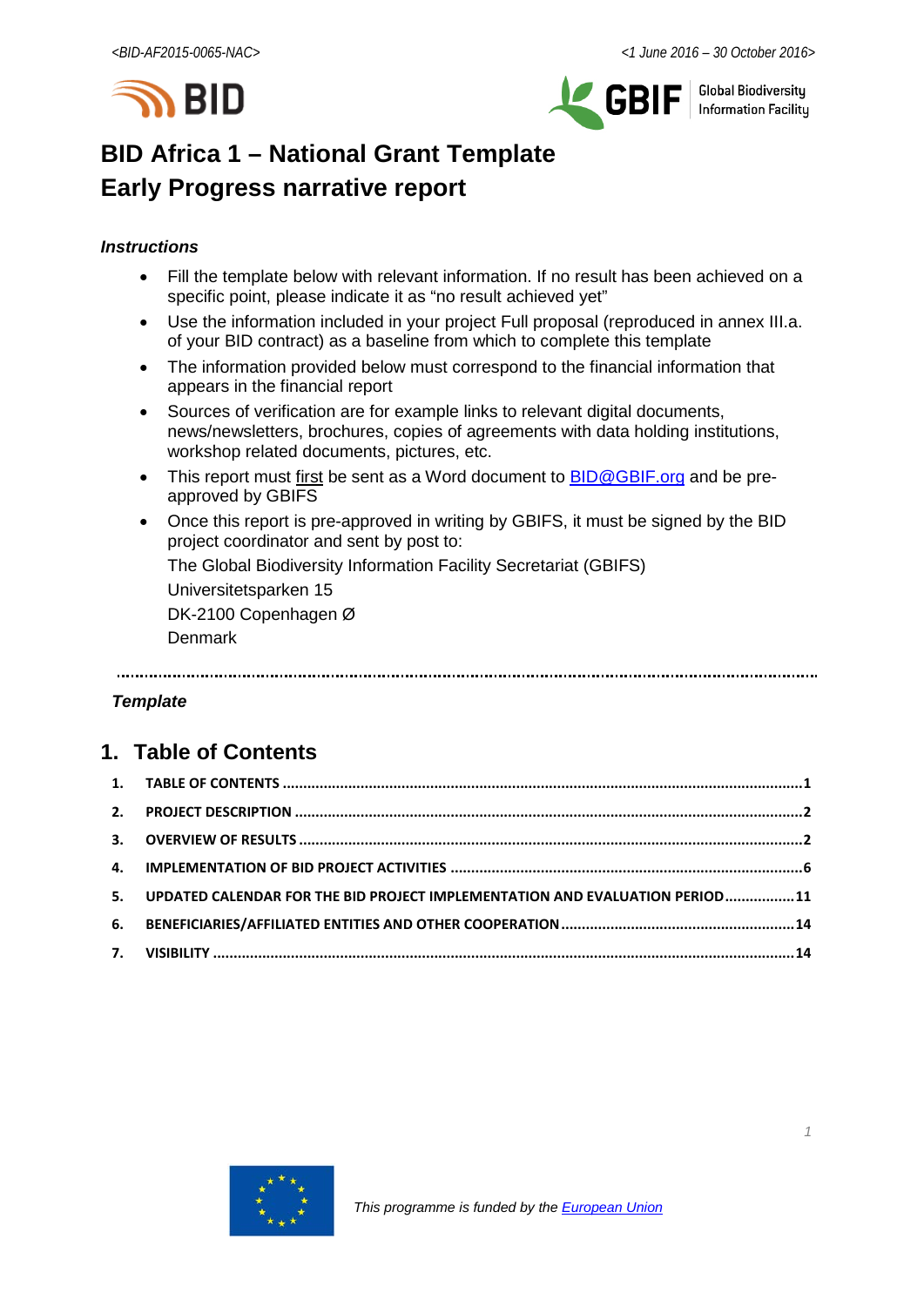<BID-AF2015-0065-NAC> <1 June 2016 – 30 October 2016>

# BID Africa 1 – National Grant Template
# Early Progress narrative report

***Instructions***

- Fill the template below with relevant information. If no result has been achieved on a specific point, please indicate it as "no result achieved yet"
- Use the information included in your project Full proposal (reproduced in annex III.a. of your BID contract) as a baseline from which to complete this template
- The information provided below must correspond to the financial information that appears in the financial report
- Sources of verification are for example links to relevant digital documents, news/newsletters, brochures, copies of agreements with data holding institutions, workshop related documents, pictures, etc.
- This report must first be sent as a Word document to BID@GBIF.org and be pre-approved by GBIFS
- Once this report is pre-approved in writing by GBIFS, it must be signed by the BID project coordinator and sent by post to:

  The Global Biodiversity Information Facility Secretariat (GBIFS)
  Universitetsparken 15
  DK-2100 Copenhagen Ø
  Denmark

---

***Template***

## 1. Table of Contents

1. TABLE OF CONTENTS ........ 1
2. PROJECT DESCRIPTION ........ 2
3. OVERVIEW OF RESULTS ........ 2
4. IMPLEMENTATION OF BID PROJECT ACTIVITIES ........ 6
5. UPDATED CALENDAR FOR THE BID PROJECT IMPLEMENTATION AND EVALUATION PERIOD ........ 11
6. BENEFICIARIES/AFFILIATED ENTITIES AND OTHER COOPERATION ........ 14
7. VISIBILITY ........ 14

*This programme is funded by the European Union*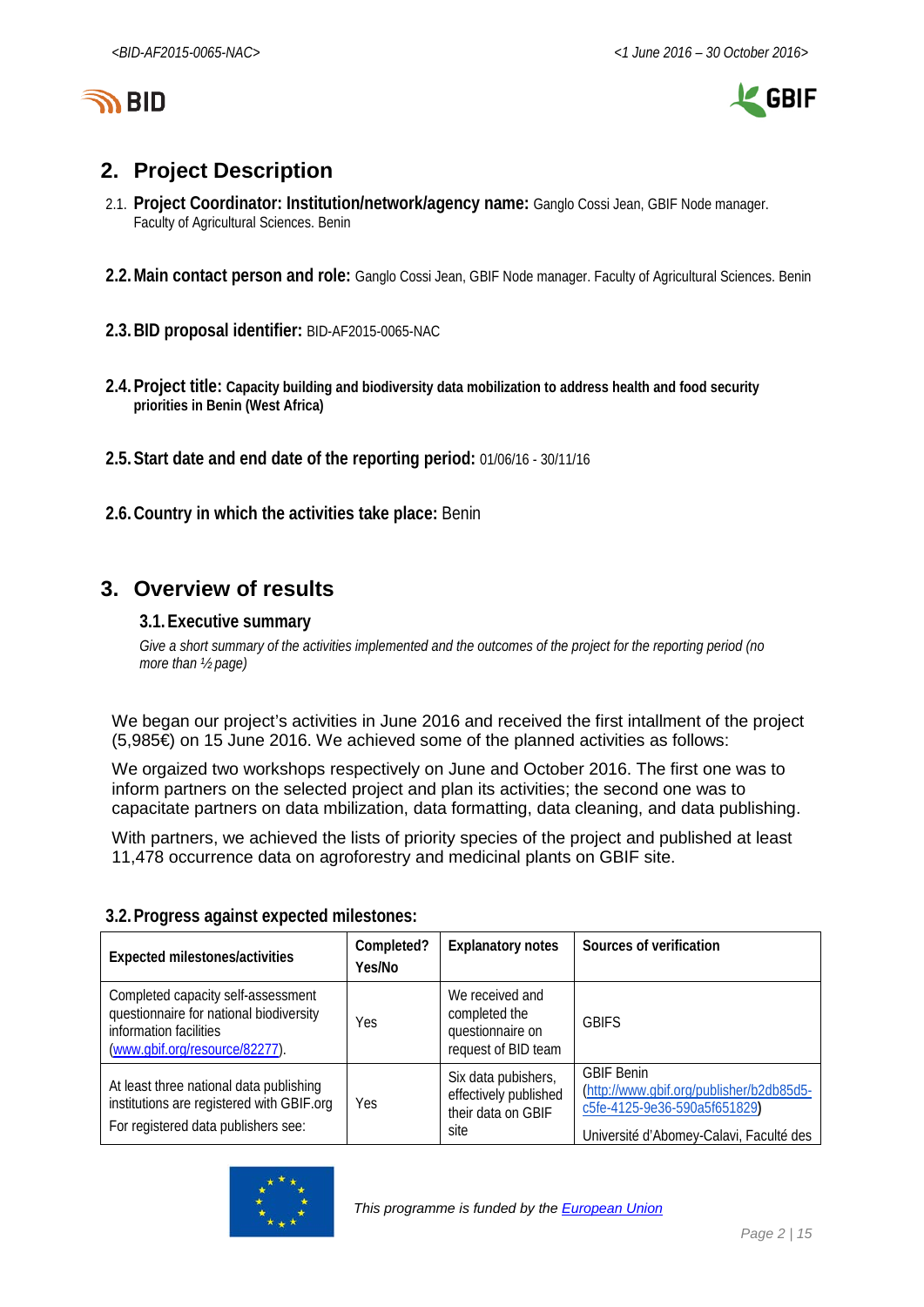## 2. Project Description

2.1. **Project Coordinator: Institution/network/agency name:** Ganglo Cossi Jean, GBIF Node manager. Faculty of Agricultural Sciences. Benin

**2.2. Main contact person and role:** Ganglo Cossi Jean, GBIF Node manager. Faculty of Agricultural Sciences. Benin

**2.3. BID proposal identifier:** BID-AF2015-0065-NAC

**2.4. Project title: Capacity building and biodiversity data mobilization to address health and food security priorities in Benin (West Africa)**

**2.5. Start date and end date of the reporting period:** 01/06/16 - 30/11/16

**2.6. Country in which the activities take place:** Benin

## 3. Overview of results

### 3.1. Executive summary

*Give a short summary of the activities implemented and the outcomes of the project for the reporting period (no more than ½ page)*

We began our project's activities in June 2016 and received the first intallment of the project (5,985€) on 15 June 2016. We achieved some of the planned activities as follows:

We orgaized two workshops respectively on June and October 2016. The first one was to inform partners on the selected project and plan its activities; the second one was to capacitate partners on data mbilization, data formatting, data cleaning, and data publishing.

With partners, we achieved the lists of priority species of the project and published at least 11,478 occurrence data on agroforestry and medicinal plants on GBIF site.

### 3.2. Progress against expected milestones:

| Expected milestones/activities | Completed? Yes/No | Explanatory notes | Sources of verification |
|---|---|---|---|
| Completed capacity self-assessment questionnaire for national biodiversity information facilities ([www.gbif.org/resource/82277](www.gbif.org/resource/82277)). | Yes | We received and completed the questionnaire on request of BID team | GBIFS |
| At least three national data publishing institutions are registered with GBIF.org<br>For registered data publishers see: | Yes | Six data pubishers, effectively published their data on GBIF site | GBIF Benin ([http://www.gbif.org/publisher/b2db85d5-c5fe-4125-9e36-590a5f651829](http://www.gbif.org/publisher/b2db85d5-c5fe-4125-9e36-590a5f651829))<br>Université d'Abomey-Calavi, Faculté des |

This programme is funded by the European Union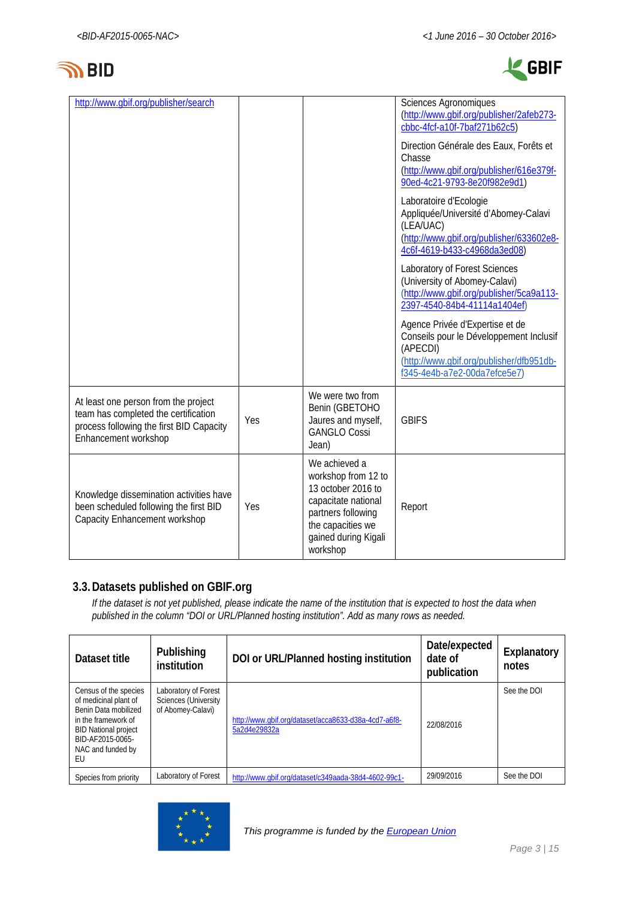| | | | |
|---|---|---|---|
| http://www.gbif.org/publisher/search | | | Sciences Agronomiques (http://www.gbif.org/publisher/2afeb273-cbbc-4fcf-a10f-7baf271b62c5)<br><br>Direction Générale des Eaux, Forêts et Chasse (http://www.gbif.org/publisher/616e379f-90ed-4c21-9793-8e20f982e9d1)<br><br>Laboratoire d'Ecologie Appliquée/Université d'Abomey-Calavi (LEA/UAC) (http://www.gbif.org/publisher/633602e8-4c6f-4619-b433-c4968da3ed08)<br><br>Laboratory of Forest Sciences (University of Abomey-Calavi) (http://www.gbif.org/publisher/5ca9a113-2397-4540-84b4-41114a1404ef)<br><br>Agence Privée d'Expertise et de Conseils pour le Développement Inclusif (APECDI) (http://www.gbif.org/publisher/dfb951db-f345-4e4b-a7e2-00da7efce5e7) |
| At least one person from the project team has completed the certification process following the first BID Capacity Enhancement workshop | Yes | We were two from Benin (GBETOHO Jaures and myself, GANGLO Cossi Jean) | GBIFS |
| Knowledge dissemination activities have been scheduled following the first BID Capacity Enhancement workshop | Yes | We achieved a workshop from 12 to 13 october 2016 to capacitate national partners following the capacities we gained during Kigali workshop | Report |

### 3.3. Datasets published on GBIF.org

*If the dataset is not yet published, please indicate the name of the institution that is expected to host the data when published in the column "DOI or URL/Planned hosting institution". Add as many rows as needed.*

| Dataset title | Publishing institution | DOI or URL/Planned hosting institution | Date/expected date of publication | Explanatory notes |
|---|---|---|---|---|
| Census of the species of medicinal plant of Benin Data mobilized in the framework of BID National project BID-AF2015-0065-NAC and funded by EU | Laboratory of Forest Sciences (University of Abomey-Calavi) | http://www.gbif.org/dataset/acca8633-d38a-4cd7-a6f8-5a2d4e29832a | 22/08/2016 | See the DOI |
| Species from priority | Laboratory of Forest | http://www.gbif.org/dataset/c349aada-38d4-4602-99c1- | 29/09/2016 | See the DOI |

*This programme is funded by the European Union*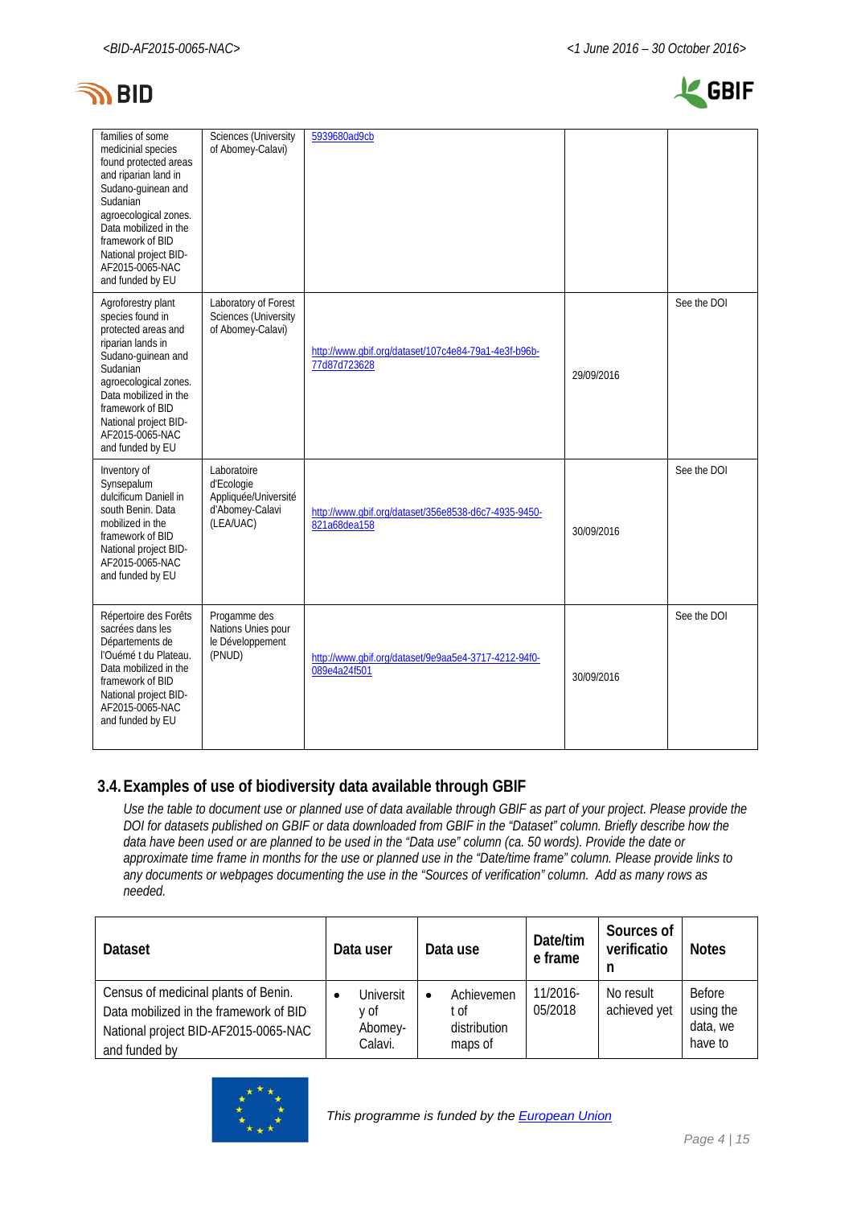| | | | | |
|---|---|---|---|---|
| families of some medicinial species found protected areas and riparian land in Sudano-guinean and Sudanian agroecological zones. Data mobilized in the framework of BID National project BID-AF2015-0065-NAC and funded by EU | Sciences (University of Abomey-Calavi) | 5939680ad9cb | | |
| Agroforestry plant species found in protected areas and riparian lands in Sudano-guinean and Sudanian agroecological zones. Data mobilized in the framework of BID National project BID-AF2015-0065-NAC and funded by EU | Laboratory of Forest Sciences (University of Abomey-Calavi) | http://www.gbif.org/dataset/107c4e84-79a1-4e3f-b96b-77d87d723628 | 29/09/2016 | See the DOI |
| Inventory of Synsepalum dulcificum Daniell in south Benin. Data mobilized in the framework of BID National project BID-AF2015-0065-NAC and funded by EU | Laboratoire d'Ecologie Appliquée/Université d'Abomey-Calavi (LEA/UAC) | http://www.gbif.org/dataset/356e8538-d6c7-4935-9450-821a68dea158 | 30/09/2016 | See the DOI |
| Répertoire des Forêts sacrées dans les Départements de l'Ouémé t du Plateau. Data mobilized in the framework of BID National project BID-AF2015-0065-NAC and funded by EU | Progamme des Nations Unies pour le Développement (PNUD) | http://www.gbif.org/dataset/9e9aa5e4-3717-4212-94f0-089e4a24f501 | 30/09/2016 | See the DOI |

## 3.4. Examples of use of biodiversity data available through GBIF

*Use the table to document use or planned use of data available through GBIF as part of your project. Please provide the DOI for datasets published on GBIF or data downloaded from GBIF in the "Dataset" column. Briefly describe how the data have been used or are planned to be used in the "Data use" column (ca. 50 words). Provide the date or approximate time frame in months for the use or planned use in the "Date/time frame" column. Please provide links to any documents or webpages documenting the use in the "Sources of verification" column. Add as many rows as needed.*

| Dataset | Data user | Data use | Date/time frame | Sources of verification | Notes |
|---|---|---|---|---|---|
| Census of medicinal plants of Benin. Data mobilized in the framework of BID National project BID-AF2015-0065-NAC and funded by | • University of Abomey-Calavi. | • Achievement of distribution maps of | 11/2016-05/2018 | No result achieved yet | Before using the data, we have to |

*This programme is funded by the European Union*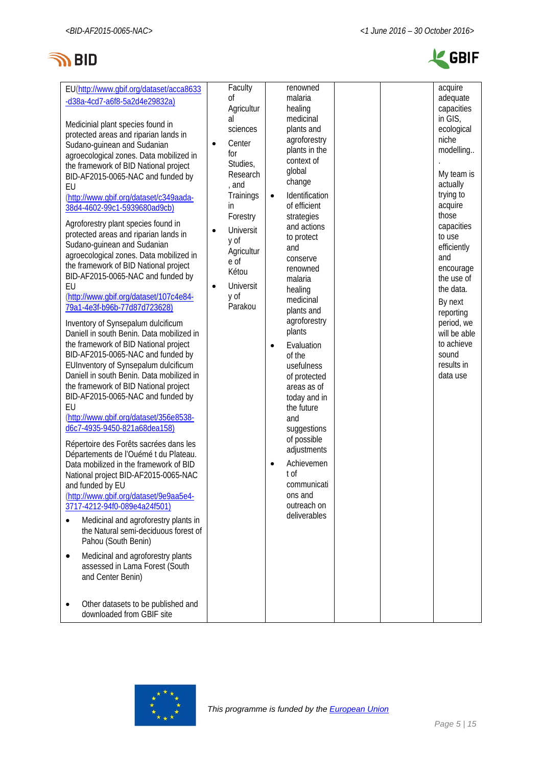| | | | | | |
|---|---|---|---|---|---|
| EU(http://www.gbif.org/dataset/acca8633-d38a-4cd7-a6f8-5a2d4e29832a)<br><br>Medicinial plant species found in protected areas and riparian lands in Sudano-guinean and Sudanian agroecological zones. Data mobilized in the framework of BID National project BID-AF2015-0065-NAC and funded by EU (http://www.gbif.org/dataset/c349aada-38d4-4602-99c1-5939680ad9cb)<br><br>Agroforestry plant species found in protected areas and riparian lands in Sudano-guinean and Sudanian agroecological zones. Data mobilized in the framework of BID National project BID-AF2015-0065-NAC and funded by EU (http://www.gbif.org/dataset/107c4e84-79a1-4e3f-b96b-77d87d723628)<br><br>Inventory of Synsepalum dulcificum Daniell in south Benin. Data mobilized in the framework of BID National project BID-AF2015-0065-NAC and funded by EUInventory of Synsepalum dulcificum Daniell in south Benin. Data mobilized in the framework of BID National project BID-AF2015-0065-NAC and funded by EU (http://www.gbif.org/dataset/356e8538-d6c7-4935-9450-821a68dea158)<br><br>Répertoire des Forêts sacrées dans les Départements de l'Ouémé t du Plateau. Data mobilized in the framework of BID National project BID-AF2015-0065-NAC and funded by EU (http://www.gbif.org/dataset/9e9aa5e4-3717-4212-94f0-089e4a24f501)<br><br>• Medicinal and agroforestry plants in the Natural semi-deciduous forest of Pahou (South Benin)<br>• Medicinal and agroforestry plants assessed in Lama Forest (South and Center Benin)<br><br>• Other datasets to be published and downloaded from GBIF site | Faculty of Agricultural sciences<br>• Center for Studies, Research, and Trainings in Forestry<br>• University of Agriculture of Kétou<br>• University of Parakou | renowned malaria healing medicinal plants and agroforestry plants in the context of global change<br>• Identification of efficient strategies and actions to protect and conserve renowned malaria healing medicinal plants and agroforestry plants<br>• Evaluation of the usefulness of protected areas as of today and in the future and suggestions of possible adjustments<br>• Achievement of communications and outreach on deliverables | | | acquire adequate capacities in GIS, ecological niche modelling..<br>.<br>My team is actually trying to acquire those capacities to use efficiently and encourage the use of the data.<br>By next reporting period, we will be able to achieve sound results in data use |

*This programme is funded by the European Union*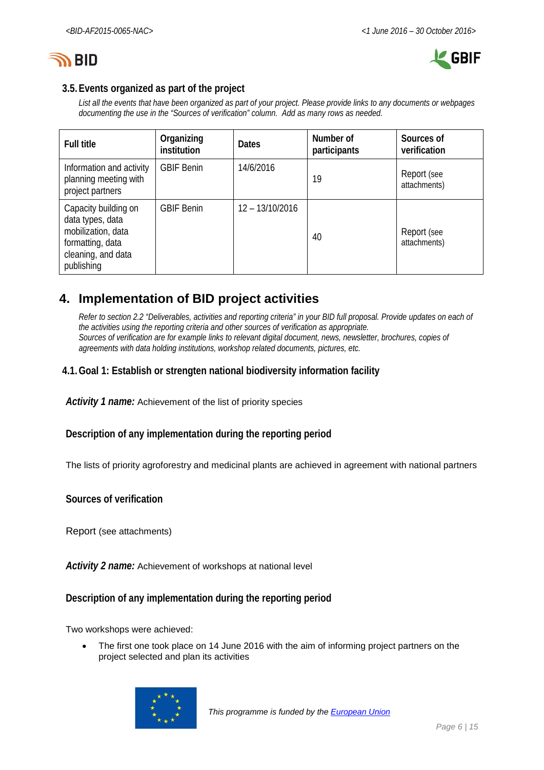### 3.5. Events organized as part of the project

*List all the events that have been organized as part of your project. Please provide links to any documents or webpages documenting the use in the "Sources of verification" column. Add as many rows as needed.*

| Full title | Organizing institution | Dates | Number of participants | Sources of verification |
|---|---|---|---|---|
| Information and activity planning meeting with project partners | GBIF Benin | 14/6/2016 | 19 | Report (see attachments) |
| Capacity building on data types, data mobilization, data formatting, data cleaning, and data publishing | GBIF Benin | 12 – 13/10/2016 | 40 | Report (see attachments) |

## 4. Implementation of BID project activities

*Refer to section 2.2 "Deliverables, activities and reporting criteria" in your BID full proposal. Provide updates on each of the activities using the reporting criteria and other sources of verification as appropriate.*
*Sources of verification are for example links to relevant digital document, news, newsletter, brochures, copies of agreements with data holding institutions, workshop related documents, pictures, etc.*

### 4.1. Goal 1: Establish or strengten national biodiversity information facility

***Activity 1 name:*** Achievement of the list of priority species

#### Description of any implementation during the reporting period

The lists of priority agroforestry and medicinal plants are achieved in agreement with national partners

#### Sources of verification

Report (see attachments)

***Activity 2 name:*** Achievement of workshops at national level

#### Description of any implementation during the reporting period

Two workshops were achieved:

- The first one took place on 14 June 2016 with the aim of informing project partners on the project selected and plan its activities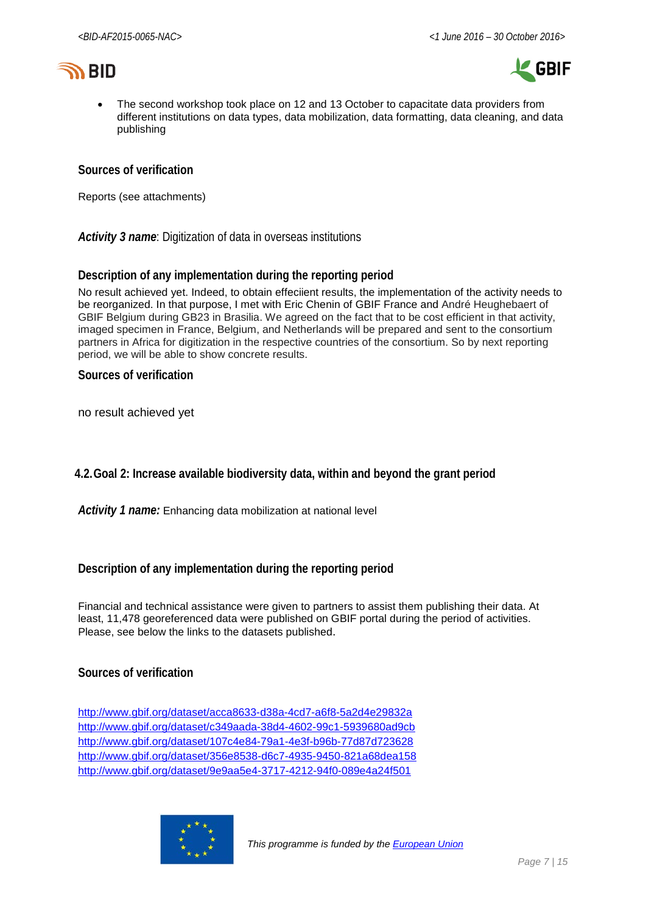- The second workshop took place on 12 and 13 October to capacitate data providers from different institutions on data types, data mobilization, data formatting, data cleaning, and data publishing

#### Sources of verification

Reports (see attachments)

***Activity 3 name***: Digitization of data in overseas institutions

#### Description of any implementation during the reporting period

No result achieved yet. Indeed, to obtain effeciient results, the implementation of the activity needs to be reorganized. In that purpose, I met with Eric Chenin of GBIF France and André Heughebaert of GBIF Belgium during GB23 in Brasilia. We agreed on the fact that to be cost efficient in that activity, imaged specimen in France, Belgium, and Netherlands will be prepared and sent to the consortium partners in Africa for digitization in the respective countries of the consortium. So by next reporting period, we will be able to show concrete results.

#### Sources of verification

no result achieved yet

### 4.2. Goal 2: Increase available biodiversity data, within and beyond the grant period

***Activity 1 name:*** Enhancing data mobilization at national level

#### Description of any implementation during the reporting period

Financial and technical assistance were given to partners to assist them publishing their data. At least, 11,478 georeferenced data were published on GBIF portal during the period of activities. Please, see below the links to the datasets published.

#### Sources of verification

http://www.gbif.org/dataset/acca8633-d38a-4cd7-a6f8-5a2d4e29832a
http://www.gbif.org/dataset/c349aada-38d4-4602-99c1-5939680ad9cb
http://www.gbif.org/dataset/107c4e84-79a1-4e3f-b96b-77d87d723628
http://www.gbif.org/dataset/356e8538-d6c7-4935-9450-821a68dea158
http://www.gbif.org/dataset/9e9aa5e4-3717-4212-94f0-089e4a24f501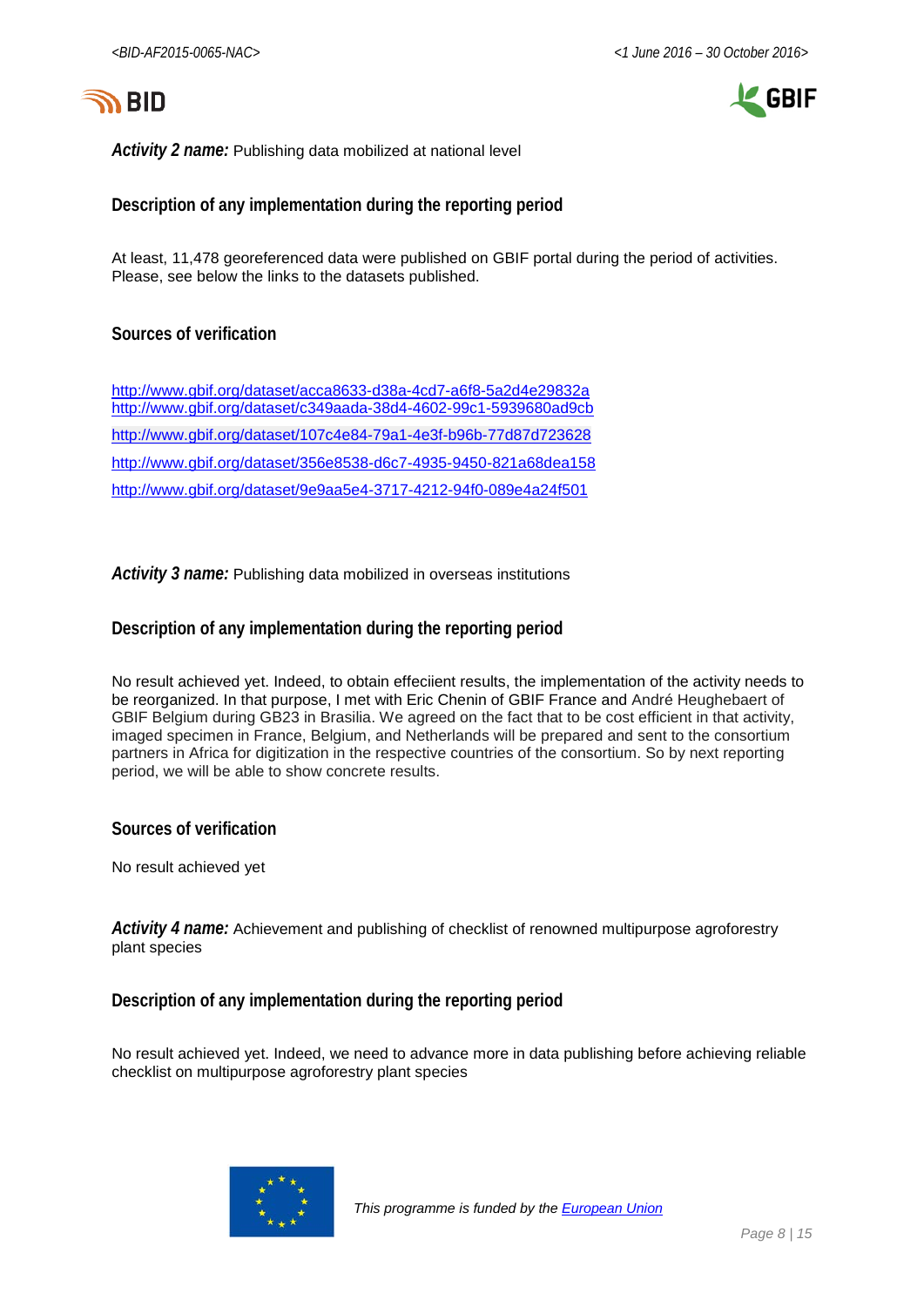**_Activity 2 name:_** Publishing data mobilized at national level

### Description of any implementation during the reporting period

At least, 11,478 georeferenced data were published on GBIF portal during the period of activities. Please, see below the links to the datasets published.

### Sources of verification

http://www.gbif.org/dataset/acca8633-d38a-4cd7-a6f8-5a2d4e29832a
http://www.gbif.org/dataset/c349aada-38d4-4602-99c1-5939680ad9cb
http://www.gbif.org/dataset/107c4e84-79a1-4e3f-b96b-77d87d723628
http://www.gbif.org/dataset/356e8538-d6c7-4935-9450-821a68dea158
http://www.gbif.org/dataset/9e9aa5e4-3717-4212-94f0-089e4a24f501

**_Activity 3 name:_** Publishing data mobilized in overseas institutions

### Description of any implementation during the reporting period

No result achieved yet. Indeed, to obtain effeciient results, the implementation of the activity needs to be reorganized. In that purpose, I met with Eric Chenin of GBIF France and André Heughebaert of GBIF Belgium during GB23 in Brasilia. We agreed on the fact that to be cost efficient in that activity, imaged specimen in France, Belgium, and Netherlands will be prepared and sent to the consortium partners in Africa for digitization in the respective countries of the consortium. So by next reporting period, we will be able to show concrete results.

### Sources of verification

No result achieved yet

**_Activity 4 name:_** Achievement and publishing of checklist of renowned multipurpose agroforestry plant species

### Description of any implementation during the reporting period

No result achieved yet. Indeed, we need to advance more in data publishing before achieving reliable checklist on multipurpose agroforestry plant species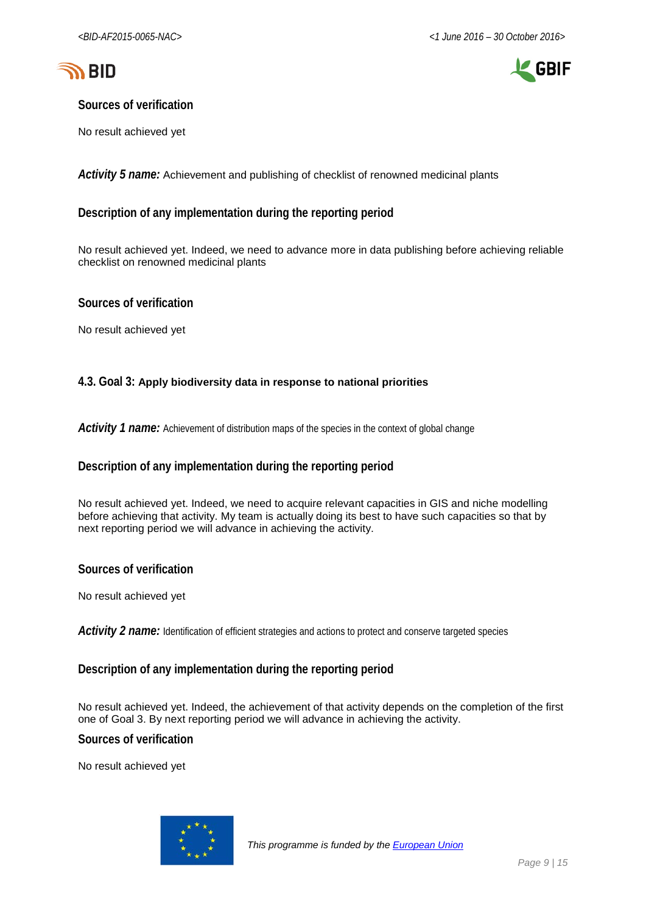### Sources of verification

No result achieved yet

***Activity 5 name:*** Achievement and publishing of checklist of renowned medicinal plants

### Description of any implementation during the reporting period

No result achieved yet. Indeed, we need to advance more in data publishing before achieving reliable checklist on renowned medicinal plants

### Sources of verification

No result achieved yet

## 4.3. Goal 3: Apply biodiversity data in response to national priorities

***Activity 1 name:*** Achievement of distribution maps of the species in the context of global change

### Description of any implementation during the reporting period

No result achieved yet. Indeed, we need to acquire relevant capacities in GIS and niche modelling before achieving that activity. My team is actually doing its best to have such capacities so that by next reporting period we will advance in achieving the activity.

### Sources of verification

No result achieved yet

***Activity 2 name:*** Identification of efficient strategies and actions to protect and conserve targeted species

### Description of any implementation during the reporting period

No result achieved yet. Indeed, the achievement of that activity depends on the completion of the first one of Goal 3. By next reporting period we will advance in achieving the activity.

### Sources of verification

No result achieved yet

*This programme is funded by the [European Union]*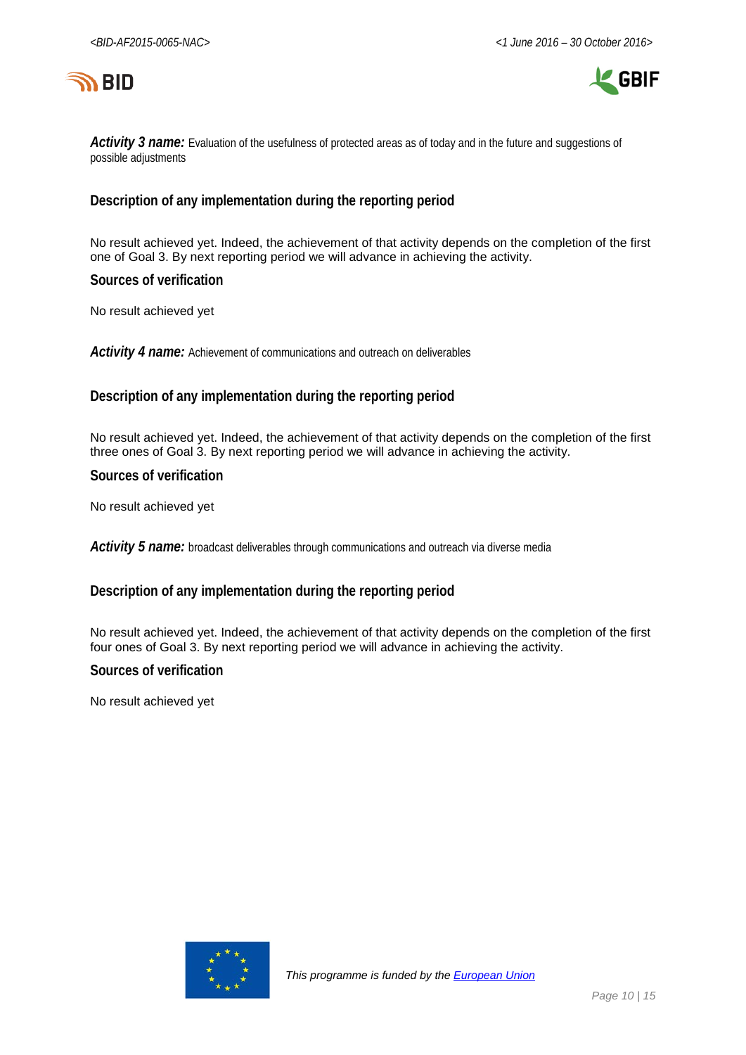***Activity 3 name:*** Evaluation of the usefulness of protected areas as of today and in the future and suggestions of possible adjustments

### Description of any implementation during the reporting period

No result achieved yet. Indeed, the achievement of that activity depends on the completion of the first one of Goal 3. By next reporting period we will advance in achieving the activity.

### Sources of verification

No result achieved yet

***Activity 4 name:*** Achievement of communications and outreach on deliverables

### Description of any implementation during the reporting period

No result achieved yet. Indeed, the achievement of that activity depends on the completion of the first three ones of Goal 3. By next reporting period we will advance in achieving the activity.

### Sources of verification

No result achieved yet

***Activity 5 name:*** broadcast deliverables through communications and outreach via diverse media

### Description of any implementation during the reporting period

No result achieved yet. Indeed, the achievement of that activity depends on the completion of the first four ones of Goal 3. By next reporting period we will advance in achieving the activity.

### Sources of verification

No result achieved yet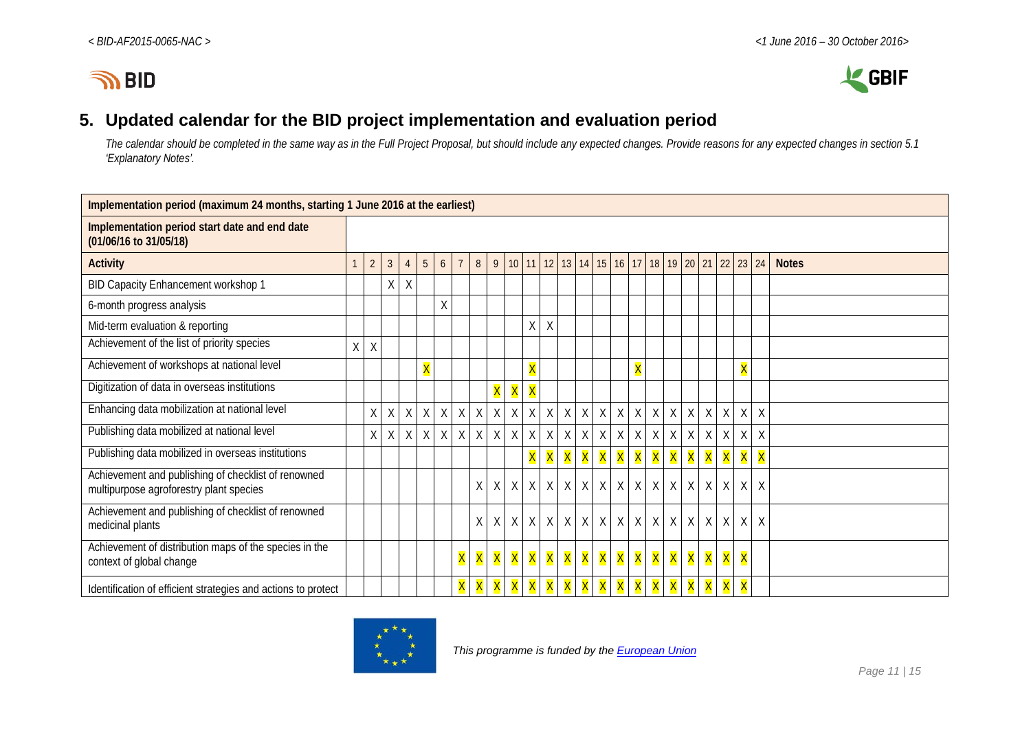## 5. Updated calendar for the BID project implementation and evaluation period

*The calendar should be completed in the same way as in the Full Project Proposal, but should include any expected changes. Provide reasons for any expected changes in section 5.1 'Explanatory Notes'.*

| Implementation period (maximum 24 months, starting 1 June 2016 at the earliest) | | | | | | | | | | | | | | | | | | | | | | | | | |
|---|---|---|---|---|---|---|---|---|---|---|---|---|---|---|---|---|---|---|---|---|---|---|---|---|---|
| **Implementation period start date and end date (01/06/16 to 31/05/18)** | | | | | | | | | | | | | | | | | | | | | | | | | |
| **Activity** | 1 | 2 | 3 | 4 | 5 | 6 | 7 | 8 | 9 | 10 | 11 | 12 | 13 | 14 | 15 | 16 | 17 | 18 | 19 | 20 | 21 | 22 | 23 | 24 | **Notes** |
| BID Capacity Enhancement workshop 1 | | | X | X | | | | | | | | | | | | | | | | | | | | | |
| 6-month progress analysis | | | | | | X | | | | | | | | | | | | | | | | | | | |
| Mid-term evaluation & reporting | | | | | | | | | | | X | X | | | | | | | | | | | | | |
| Achievement of the list of priority species | X | X | | | | | | | | | | | | | | | | | | | | | | | |
| Achievement of workshops at national level | | | | | X | | | | | | X | | | | | | X | | | | | | X | | |
| Digitization of data in overseas institutions | | | | | | | | | X | X | X | | | | | | | | | | | | | | |
| Enhancing data mobilization at national level | | X | X | X | X | X | X | X | X | X | X | X | X | X | X | X | X | X | X | X | X | X | X | X | |
| Publishing data mobilized at national level | | X | X | X | X | X | X | X | X | X | X | X | X | X | X | X | X | X | X | X | X | X | X | X | |
| Publishing data mobilized in overseas institutions | | | | | | | | | | | X | X | X | X | X | X | X | X | X | X | X | X | X | X | |
| Achievement and publishing of checklist of renowned multipurpose agroforestry plant species | | | | | | | | X | X | X | X | X | X | X | X | X | X | X | X | X | X | X | X | X | |
| Achievement and publishing of checklist of renowned medicinal plants | | | | | | | | X | X | X | X | X | X | X | X | X | X | X | X | X | X | X | X | X | |
| Achievement of distribution maps of the species in the context of global change | | | | | | | X | X | X | X | X | X | X | X | X | X | X | X | X | X | X | X | X | | |
| Identification of efficient strategies and actions to protect | | | | | | | X | X | X | X | X | X | X | X | X | X | X | X | X | X | X | X | X | | |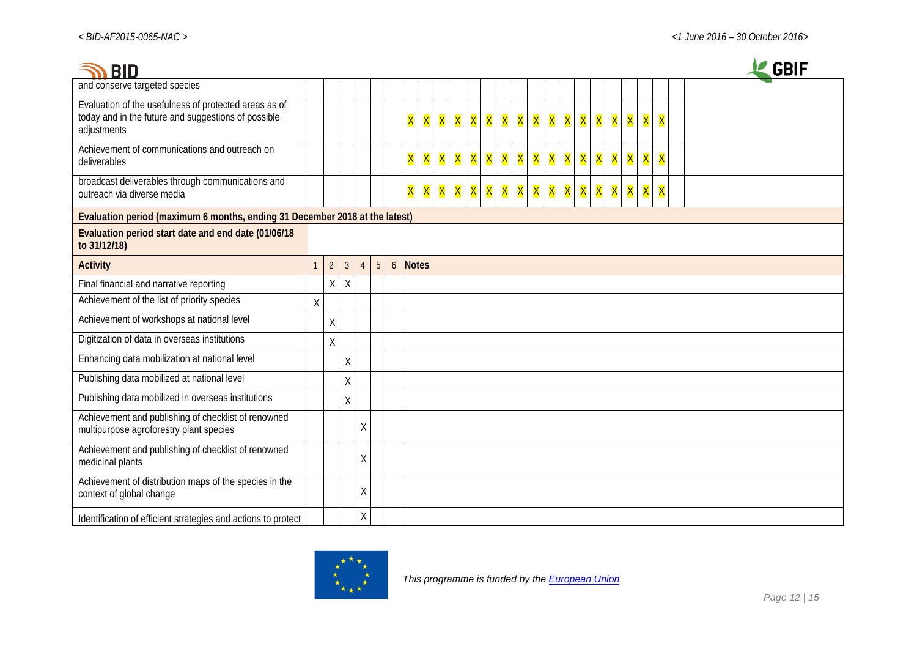| and conserve targeted species | | | | | | | | | | | | | | | | | | | | | | | | | | | |
|---|---|---|---|---|---|---|---|---|---|---|---|---|---|---|---|---|---|---|---|---|---|---|---|---|---|---|---|
| Evaluation of the usefulness of protected areas as of today and in the future and suggestions of possible adjustments | | | | | | | X | X | X | X | X | X | X | X | X | X | X | X | X | X | X | X | X | X | X | | |
| Achievement of communications and outreach on deliverables | | | | | | | X | X | X | X | X | X | X | X | X | X | X | X | X | X | X | X | X | X | X | | |
| broadcast deliverables through communications and outreach via diverse media | | | | | | | X | X | X | X | X | X | X | X | X | X | X | X | X | X | X | X | X | X | X | | |

| **Evaluation period (maximum 6 months, ending 31 December 2018 at the latest)** | | | | | | | |
|---|---|---|---|---|---|---|---|
| **Evaluation period start date and end date (01/06/18 to 31/12/18)** | | | | | | | |
| **Activity** | 1 | 2 | 3 | 4 | 5 | 6 | **Notes** |
| Final financial and narrative reporting | | X | X | | | | |
| Achievement of the list of priority species | X | | | | | | |
| Achievement of workshops at national level | | X | | | | | |
| Digitization of data in overseas institutions | | X | | | | | |
| Enhancing data mobilization at national level | | | X | | | | |
| Publishing data mobilized at national level | | | X | | | | |
| Publishing data mobilized in overseas institutions | | | X | | | | |
| Achievement and publishing of checklist of renowned multipurpose agroforestry plant species | | | | X | | | |
| Achievement and publishing of checklist of renowned medicinal plants | | | | X | | | |
| Achievement of distribution maps of the species in the context of global change | | | | X | | | |
| Identification of efficient strategies and actions to protect | | | | X | | | |

*This programme is funded by the European Union*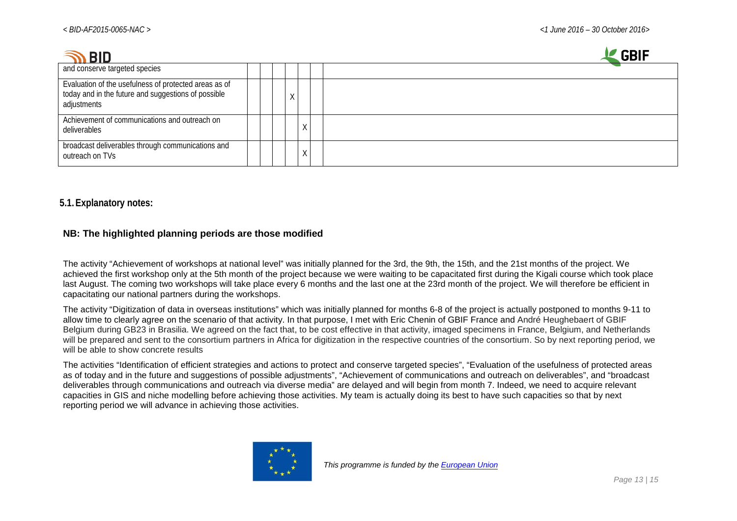| | | | | | | | |
|---|---|---|---|---|---|---|---|
| and conserve targeted species | | | | | | | |
| Evaluation of the usefulness of protected areas as of today and in the future and suggestions of possible adjustments | | | | X | | | |
| Achievement of communications and outreach on deliverables | | | | | X | | |
| broadcast deliverables through communications and outreach on TVs | | | | | X | | |

## 5.1. Explanatory notes:

**NB: The highlighted planning periods are those modified**

The activity "Achievement of workshops at national level" was initially planned for the 3rd, the 9th, the 15th, and the 21st months of the project. We achieved the first workshop only at the 5th month of the project because we were waiting to be capacitated first during the Kigali course which took place last August. The coming two workshops will take place every 6 months and the last one at the 23rd month of the project. We will therefore be efficient in capacitating our national partners during the workshops.

The activity "Digitization of data in overseas institutions" which was initially planned for months 6-8 of the project is actually postponed to months 9-11 to allow time to clearly agree on the scenario of that activity. In that purpose, I met with Eric Chenin of GBIF France and André Heughebaert of GBIF Belgium during GB23 in Brasilia. We agreed on the fact that, to be cost effective in that activity, imaged specimens in France, Belgium, and Netherlands will be prepared and sent to the consortium partners in Africa for digitization in the respective countries of the consortium. So by next reporting period, we will be able to show concrete results

The activities "Identification of efficient strategies and actions to protect and conserve targeted species", "Evaluation of the usefulness of protected areas as of today and in the future and suggestions of possible adjustments", "Achievement of communications and outreach on deliverables", and "broadcast deliverables through communications and outreach via diverse media" are delayed and will begin from month 7. Indeed, we need to acquire relevant capacities in GIS and niche modelling before achieving those activities. My team is actually doing its best to have such capacities so that by next reporting period we will advance in achieving those activities.

*This programme is funded by the European Union*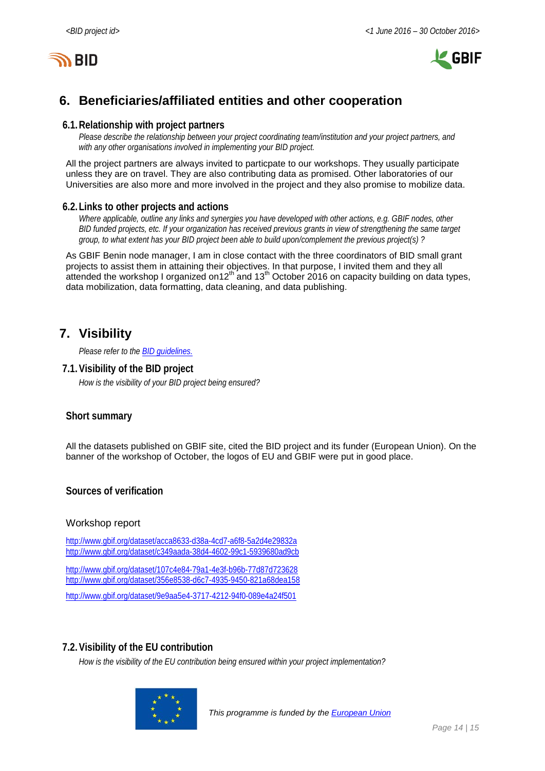## 6. Beneficiaries/affiliated entities and other cooperation

### 6.1. Relationship with project partners

*Please describe the relationship between your project coordinating team/institution and your project partners, and with any other organisations involved in implementing your BID project.*

All the project partners are always invited to particpate to our workshops. They usually participate unless they are on travel. They are also contributing data as promised. Other laboratories of our Universities are also more and more involved in the project and they also promise to mobilize data.

### 6.2. Links to other projects and actions

*Where applicable, outline any links and synergies you have developed with other actions, e.g. GBIF nodes, other BID funded projects, etc. If your organization has received previous grants in view of strengthening the same target group, to what extent has your BID project been able to build upon/complement the previous project(s) ?*

As GBIF Benin node manager, I am in close contact with the three coordinators of BID small grant projects to assist them in attaining their objectives. In that purpose, I invited them and they all attended the workshop I organized on12th and 13th October 2016 on capacity building on data types, data mobilization, data formatting, data cleaning, and data publishing.

## 7. Visibility

*Please refer to the [BID guidelines.](BID guidelines.)*

### 7.1. Visibility of the BID project

*How is the visibility of your BID project being ensured?*

#### Short summary

All the datasets published on GBIF site, cited the BID project and its funder (European Union). On the banner of the workshop of October, the logos of EU and GBIF were put in good place.

#### Sources of verification

Workshop report

http://www.gbif.org/dataset/acca8633-d38a-4cd7-a6f8-5a2d4e29832a
http://www.gbif.org/dataset/c349aada-38d4-4602-99c1-5939680ad9cb

http://www.gbif.org/dataset/107c4e84-79a1-4e3f-b96b-77d87d723628
http://www.gbif.org/dataset/356e8538-d6c7-4935-9450-821a68dea158

http://www.gbif.org/dataset/9e9aa5e4-3717-4212-94f0-089e4a24f501

### 7.2. Visibility of the EU contribution

*How is the visibility of the EU contribution being ensured within your project implementation?*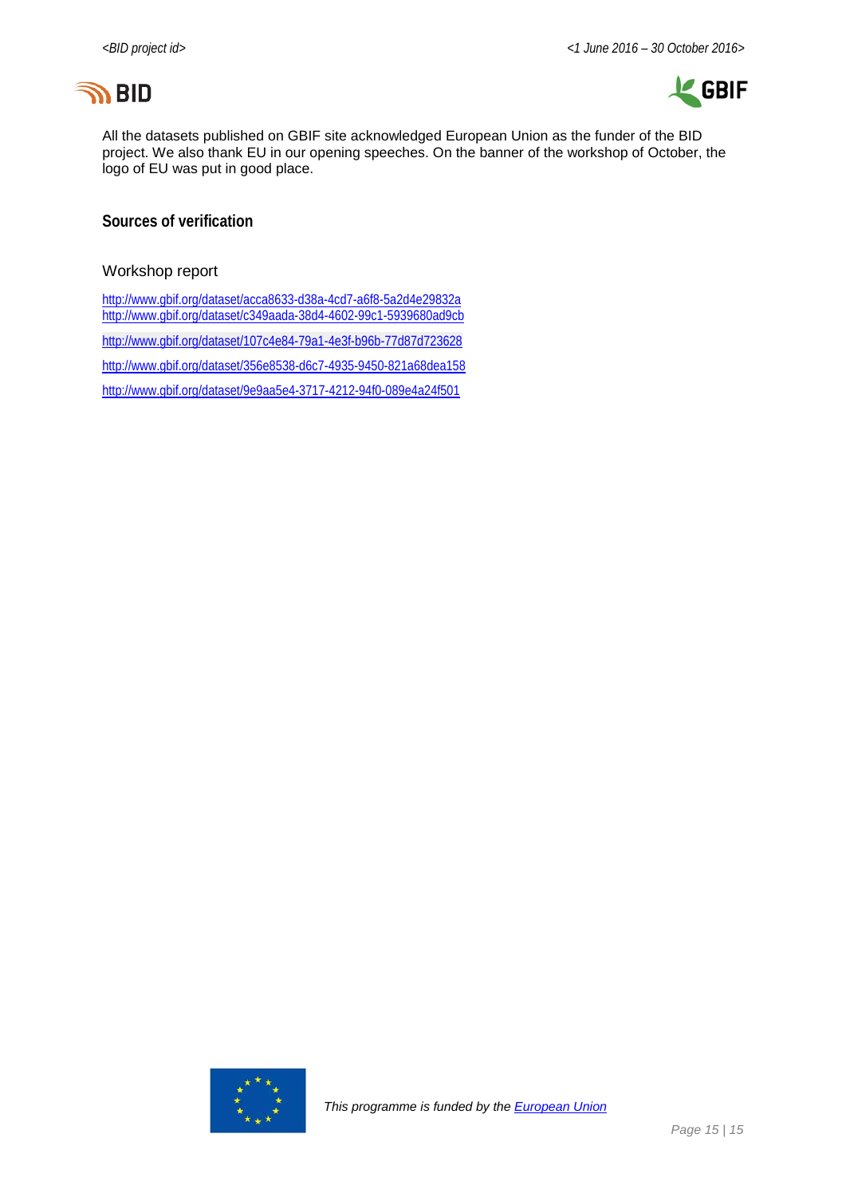All the datasets published on GBIF site acknowledged European Union as the funder of the BID project. We also thank EU in our opening speeches. On the banner of the workshop of October, the logo of EU was put in good place.

## Sources of verification

Workshop report

http://www.gbif.org/dataset/acca8633-d38a-4cd7-a6f8-5a2d4e29832a
http://www.gbif.org/dataset/c349aada-38d4-4602-99c1-5939680ad9cb

http://www.gbif.org/dataset/107c4e84-79a1-4e3f-b96b-77d87d723628

http://www.gbif.org/dataset/356e8538-d6c7-4935-9450-821a68dea158

http://www.gbif.org/dataset/9e9aa5e4-3717-4212-94f0-089e4a24f501

*This programme is funded by the European Union*